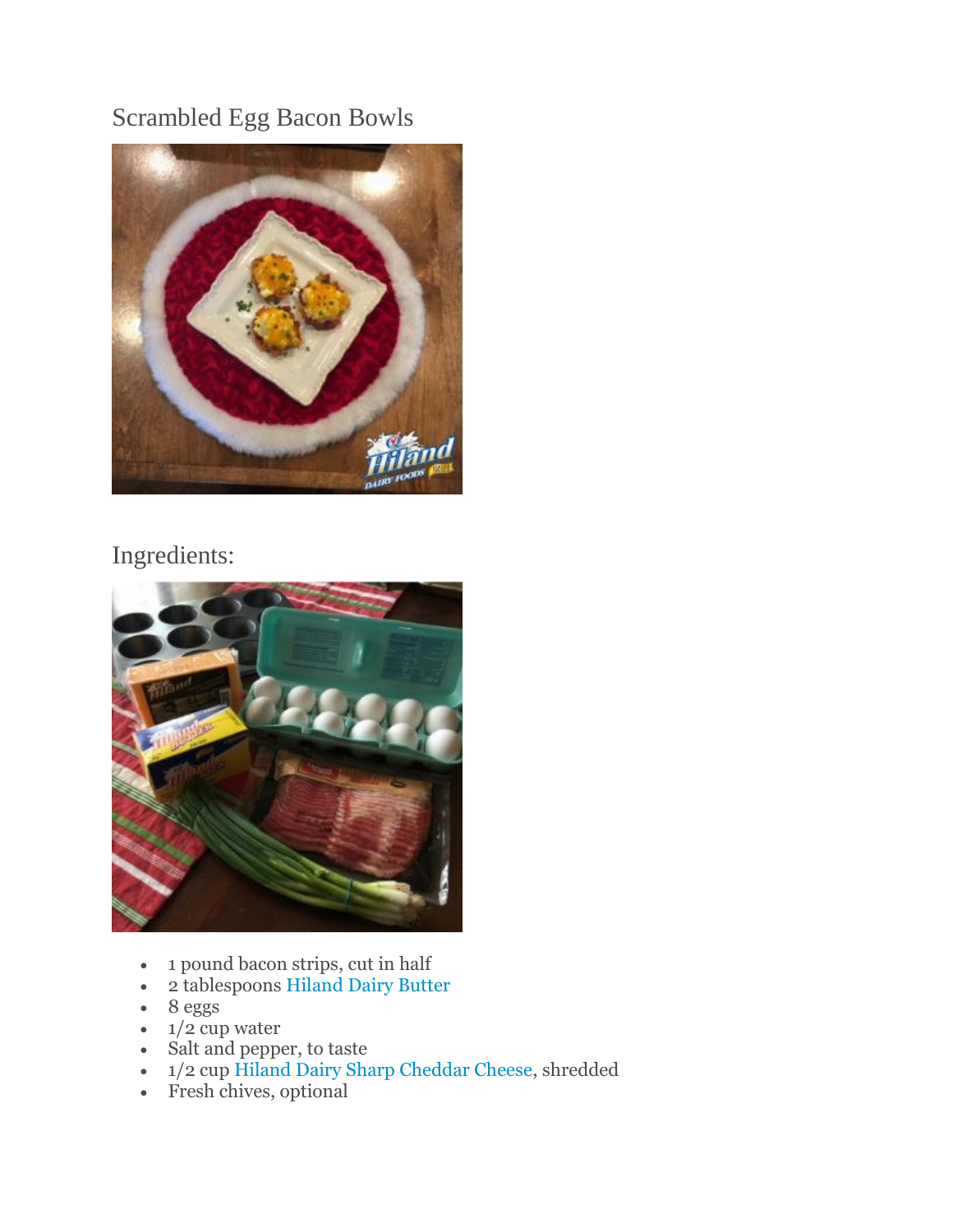# Scrambled Egg Bacon Bowls

## Ingredients:

- 1 pound bacon strips, cut in half
- 2 tablespoons Hiland Dairy Butter
- 8 eggs
- 1/2 cup water
- Salt and pepper, to taste
- 1/2 cup Hiland Dairy Sharp Cheddar Cheese, shredded
- Fresh chives, optional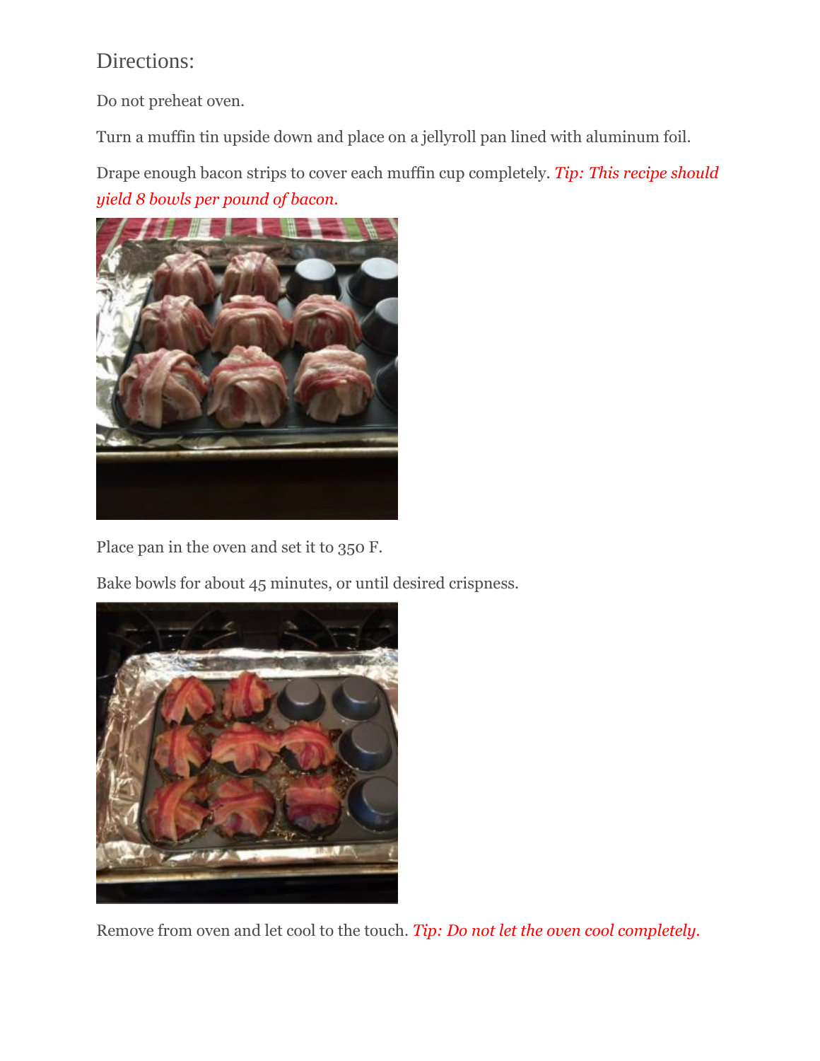## Directions:

Do not preheat oven.

Turn a muffin tin upside down and place on a jellyroll pan lined with aluminum foil.

Drape enough bacon strips to cover each muffin cup completely. *Tip: This recipe should yield 8 bowls per pound of bacon.*

Place pan in the oven and set it to 350 F.

Bake bowls for about 45 minutes, or until desired crispness.

Remove from oven and let cool to the touch. *Tip: Do not let the oven cool completely.*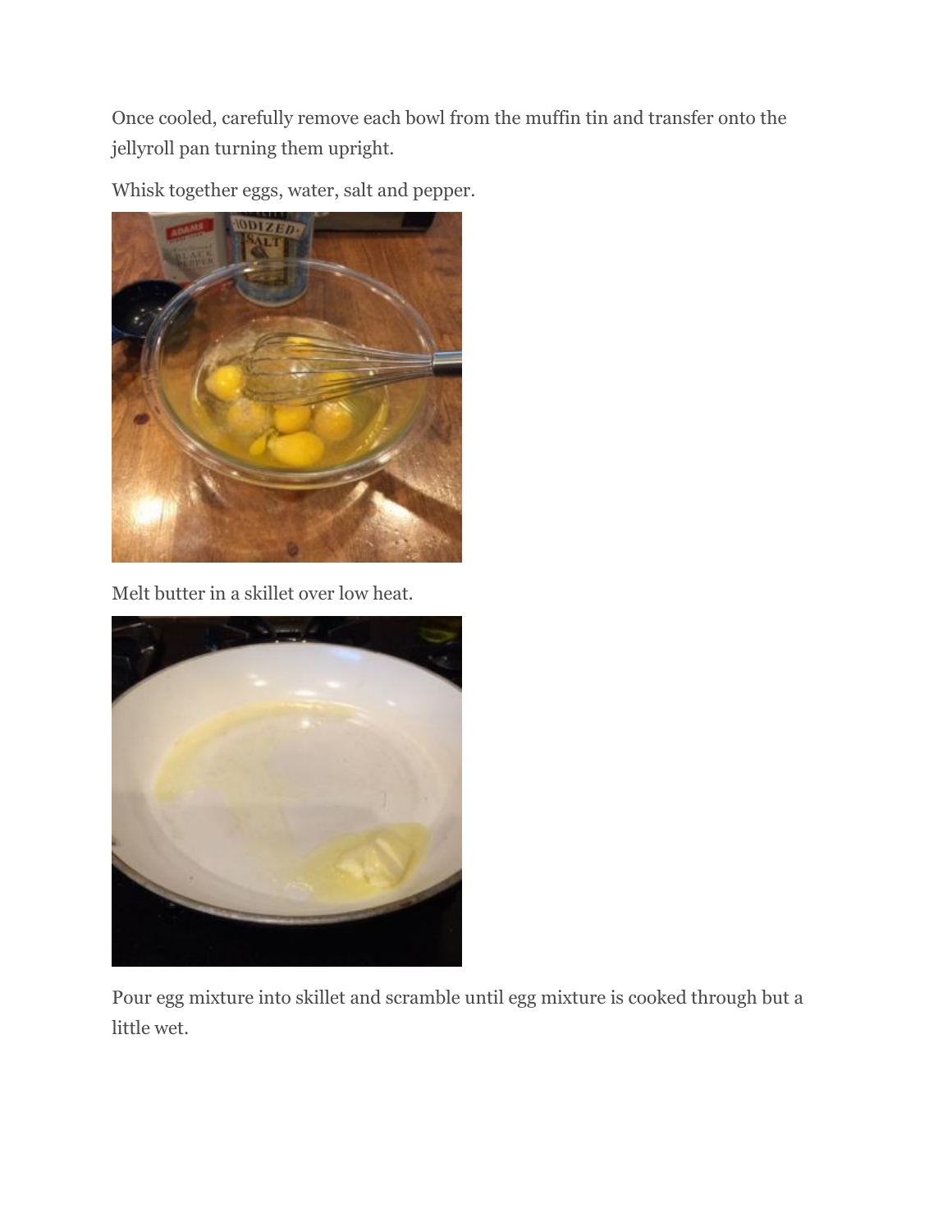Once cooled, carefully remove each bowl from the muffin tin and transfer onto the jellyroll pan turning them upright.

Whisk together eggs, water, salt and pepper.

Melt butter in a skillet over low heat.

Pour egg mixture into skillet and scramble until egg mixture is cooked through but a little wet.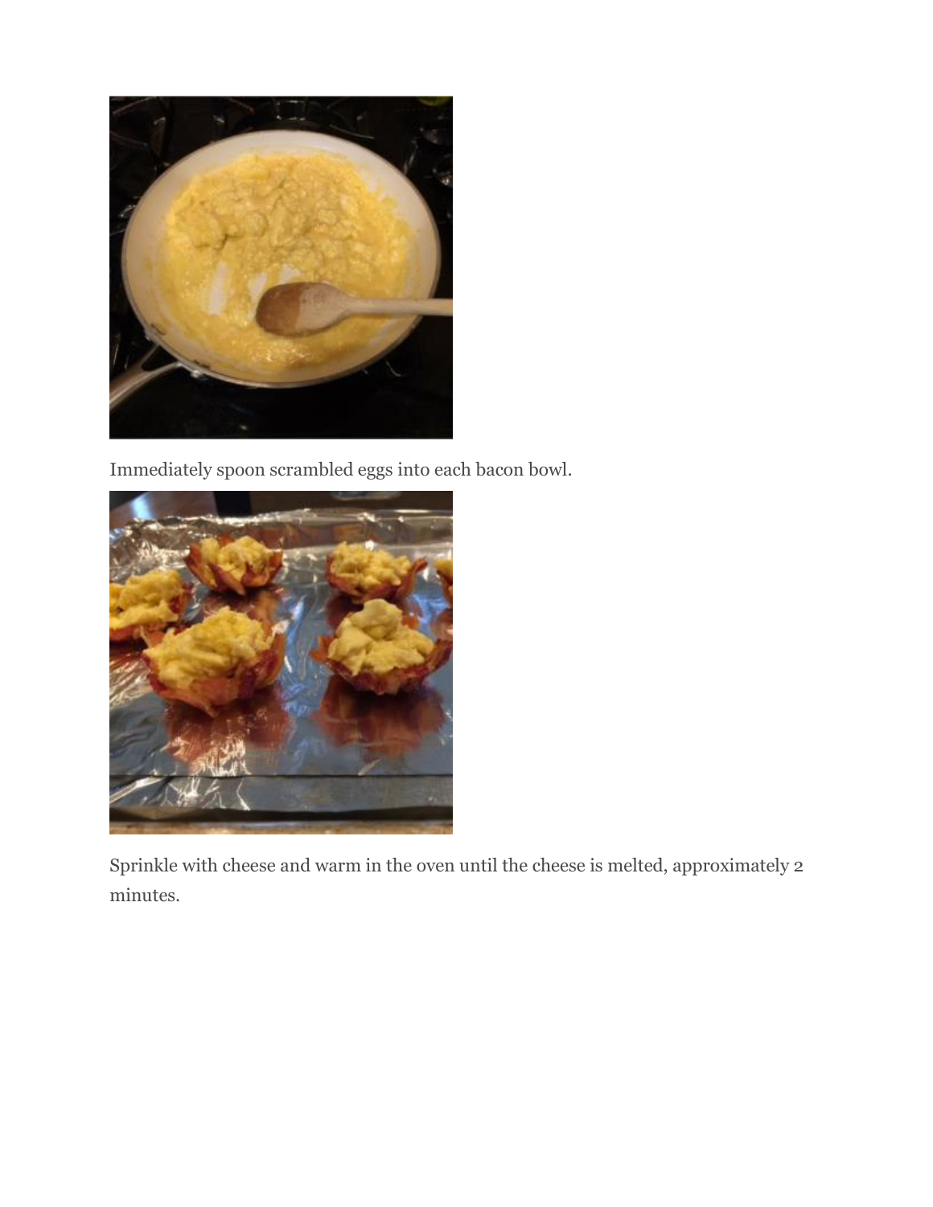Immediately spoon scrambled eggs into each bacon bowl.

Sprinkle with cheese and warm in the oven until the cheese is melted, approximately 2 minutes.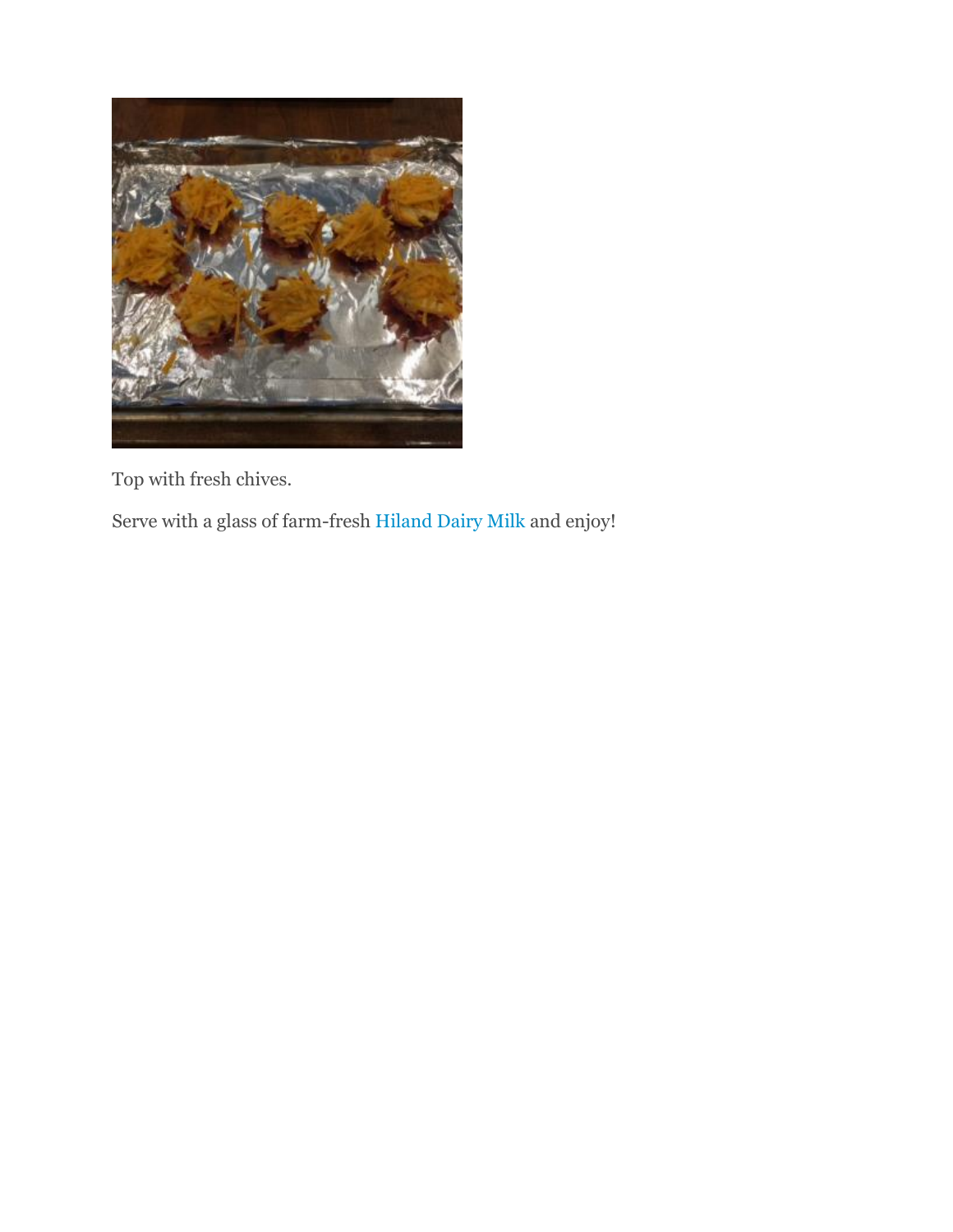Top with fresh chives.

Serve with a glass of farm-fresh Hiland Dairy Milk and enjoy!